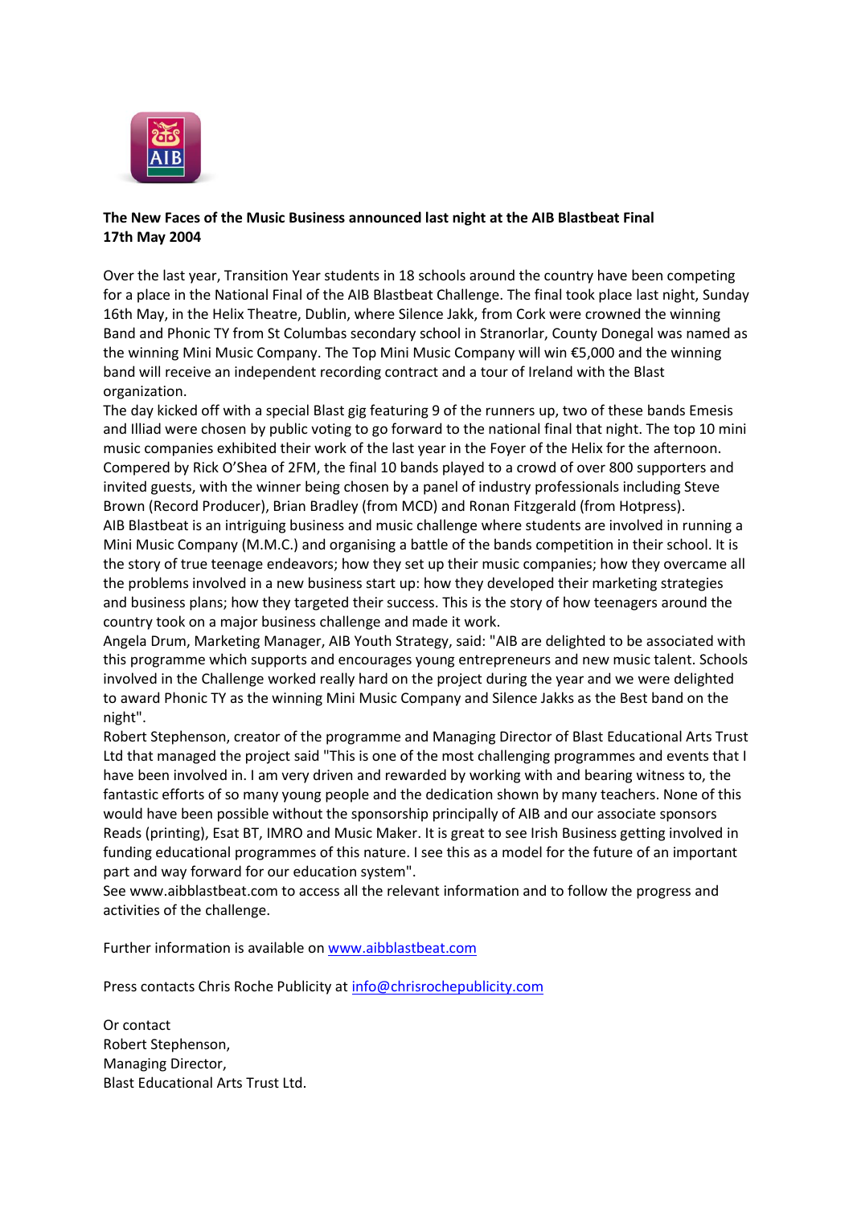**The New Faces of the Music Business announced last night at the AIB Blastbeat Final**
**17th May 2004**

Over the last year, Transition Year students in 18 schools around the country have been competing for a place in the National Final of the AIB Blastbeat Challenge. The final took place last night, Sunday 16th May, in the Helix Theatre, Dublin, where Silence Jakk, from Cork were crowned the winning Band and Phonic TY from St Columbas secondary school in Stranorlar, County Donegal was named as the winning Mini Music Company. The Top Mini Music Company will win €5,000 and the winning band will receive an independent recording contract and a tour of Ireland with the Blast organization.

The day kicked off with a special Blast gig featuring 9 of the runners up, two of these bands Emesis and Illiad were chosen by public voting to go forward to the national final that night. The top 10 mini music companies exhibited their work of the last year in the Foyer of the Helix for the afternoon. Compered by Rick O'Shea of 2FM, the final 10 bands played to a crowd of over 800 supporters and invited guests, with the winner being chosen by a panel of industry professionals including Steve Brown (Record Producer), Brian Bradley (from MCD) and Ronan Fitzgerald (from Hotpress).

AIB Blastbeat is an intriguing business and music challenge where students are involved in running a Mini Music Company (M.M.C.) and organising a battle of the bands competition in their school. It is the story of true teenage endeavors; how they set up their music companies; how they overcame all the problems involved in a new business start up: how they developed their marketing strategies and business plans; how they targeted their success. This is the story of how teenagers around the country took on a major business challenge and made it work.

Angela Drum, Marketing Manager, AIB Youth Strategy, said: "AIB are delighted to be associated with this programme which supports and encourages young entrepreneurs and new music talent. Schools involved in the Challenge worked really hard on the project during the year and we were delighted to award Phonic TY as the winning Mini Music Company and Silence Jakks as the Best band on the night".

Robert Stephenson, creator of the programme and Managing Director of Blast Educational Arts Trust Ltd that managed the project said "This is one of the most challenging programmes and events that I have been involved in. I am very driven and rewarded by working with and bearing witness to, the fantastic efforts of so many young people and the dedication shown by many teachers. None of this would have been possible without the sponsorship principally of AIB and our associate sponsors Reads (printing), Esat BT, IMRO and Music Maker. It is great to see Irish Business getting involved in funding educational programmes of this nature. I see this as a model for the future of an important part and way forward for our education system".

See www.aibblastbeat.com to access all the relevant information and to follow the progress and activities of the challenge.

Further information is available on [www.aibblastbeat.com](http://www.aibblastbeat.com)

Press contacts Chris Roche Publicity at [info@chrisrochepublicity.com](mailto:info@chrisrochepublicity.com)

Or contact
Robert Stephenson,
Managing Director,
Blast Educational Arts Trust Ltd.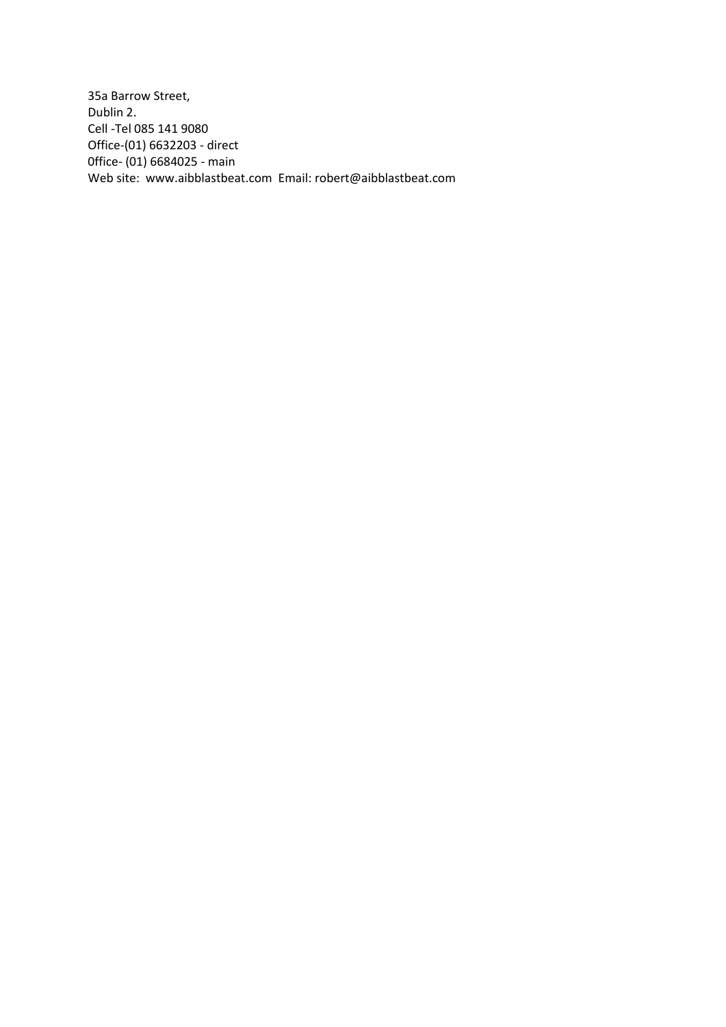35a Barrow Street,  
Dublin 2.  
Cell -Tel 085 141 9080  
Office-(01) 6632203 - direct  
0ffice- (01) 6684025 - main  
Web site: www.aibblastbeat.com Email: robert@aibblastbeat.com